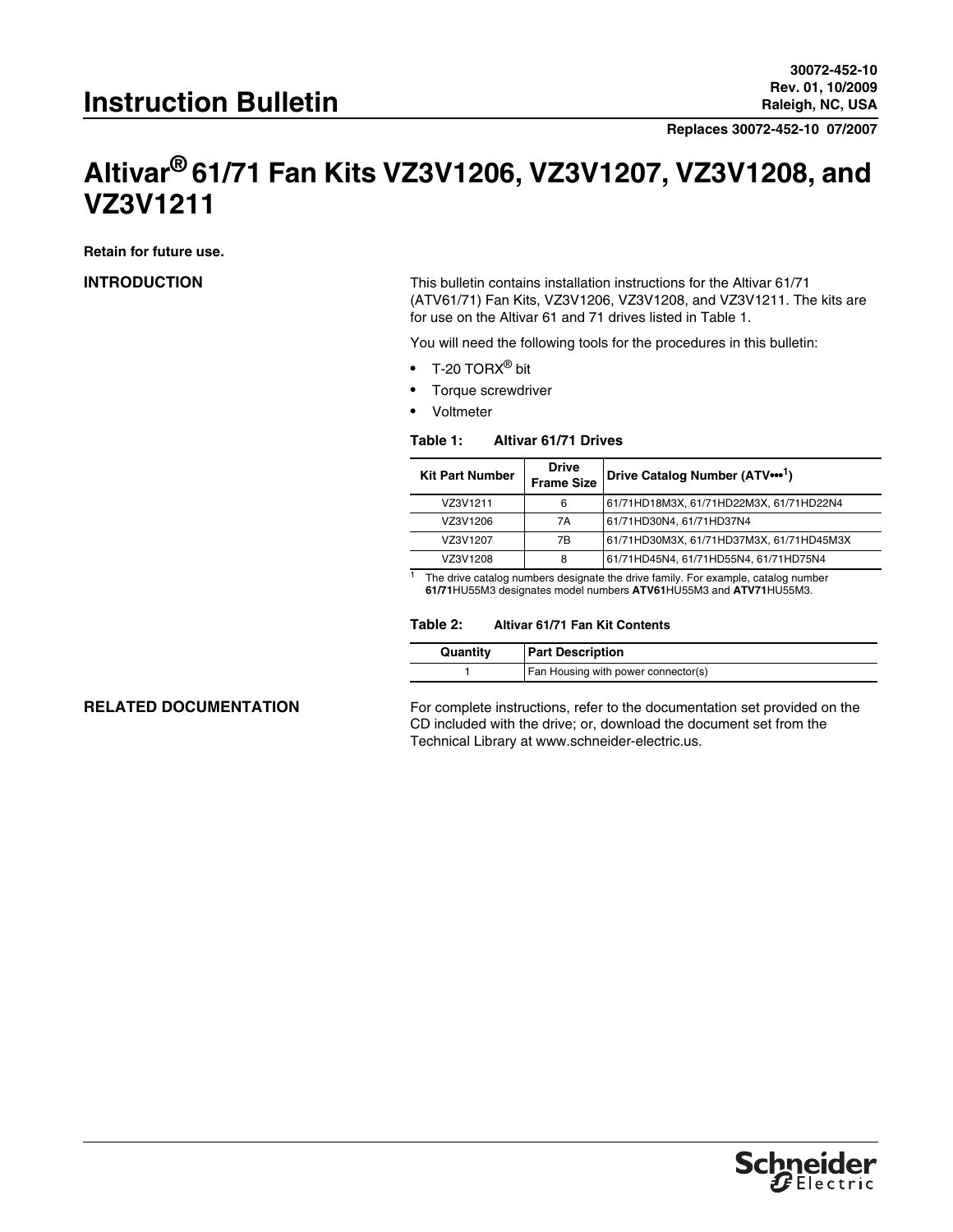# Instruction Bulletin

**30072-452-10**
**Rev. 01, 10/2009**
**Raleigh, NC, USA**

**Replaces 30072-452-10 07/2007**

# Altivar® 61/71 Fan Kits VZ3V1206, VZ3V1207, VZ3V1208, and VZ3V1211

**Retain for future use.**

## INTRODUCTION

This bulletin contains installation instructions for the Altivar 61/71 (ATV61/71) Fan Kits, VZ3V1206, VZ3V1208, and VZ3V1211. The kits are for use on the Altivar 61 and 71 drives listed in Table 1.

You will need the following tools for the procedures in this bulletin:

- T-20 TORX® bit
- Torque screwdriver
- Voltmeter

**Table 1: Altivar 61/71 Drives**

| Kit Part Number | Drive Frame Size | Drive Catalog Number (ATV•••[1]) |
|---|---|---|
| VZ3V1211 | 6 | 61/71HD18M3X, 61/71HD22M3X, 61/71HD22N4 |
| VZ3V1206 | 7A | 61/71HD30N4, 61/71HD37N4 |
| VZ3V1207 | 7B | 61/71HD30M3X, 61/71HD37M3X, 61/71HD45M3X |
| VZ3V1208 | 8 | 61/71HD45N4, 61/71HD55N4, 61/71HD75N4 |

[1] The drive catalog numbers designate the drive family. For example, catalog number **61/71**HU55M3 designates model numbers **ATV61**HU55M3 and **ATV71**HU55M3.

**Table 2: Altivar 61/71 Fan Kit Contents**

| Quantity | Part Description |
|---|---|
| 1 | Fan Housing with power connector(s) |

## RELATED DOCUMENTATION

For complete instructions, refer to the documentation set provided on the CD included with the drive; or, download the document set from the Technical Library at www.schneider-electric.us.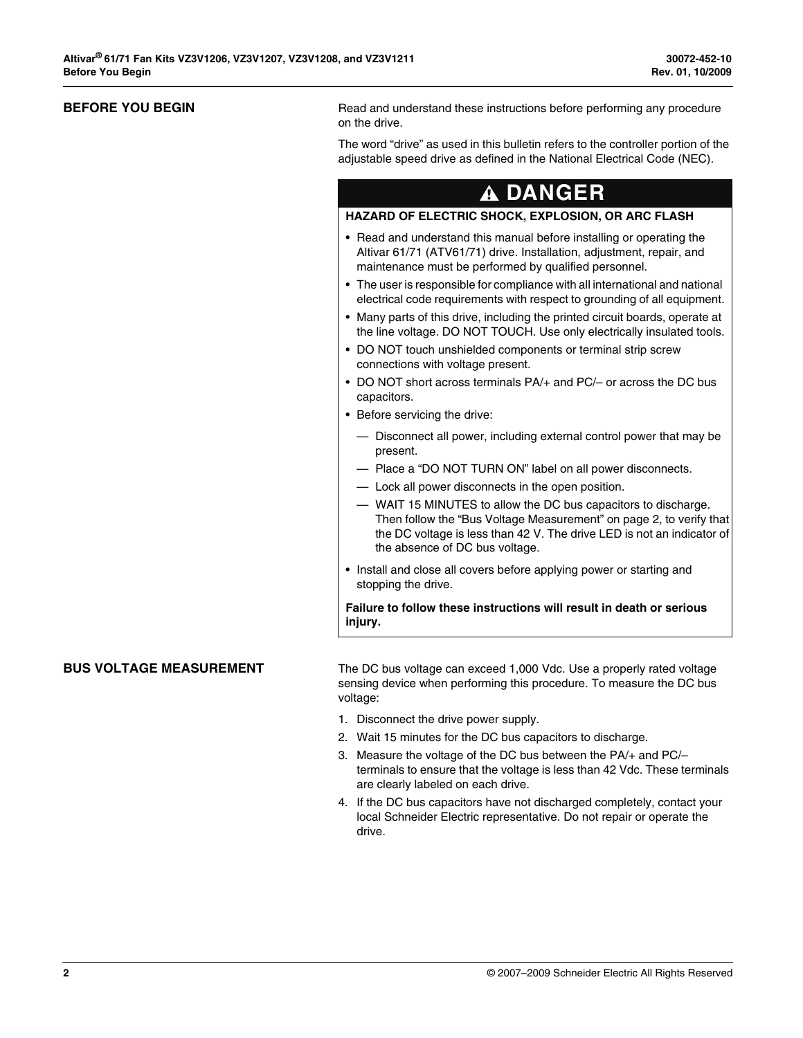## BEFORE YOU BEGIN

Read and understand these instructions before performing any procedure on the drive.

The word “drive” as used in this bulletin refers to the controller portion of the adjustable speed drive as defined in the National Electrical Code (NEC).

> **⚠ DANGER**
>
> **HAZARD OF ELECTRIC SHOCK, EXPLOSION, OR ARC FLASH**
>
> - Read and understand this manual before installing or operating the Altivar 61/71 (ATV61/71) drive. Installation, adjustment, repair, and maintenance must be performed by qualified personnel.
> - The user is responsible for compliance with all international and national electrical code requirements with respect to grounding of all equipment.
> - Many parts of this drive, including the printed circuit boards, operate at the line voltage. DO NOT TOUCH. Use only electrically insulated tools.
> - DO NOT touch unshielded components or terminal strip screw connections with voltage present.
> - DO NOT short across terminals PA/+ and PC/– or across the DC bus capacitors.
> - Before servicing the drive:
>   - Disconnect all power, including external control power that may be present.
>   - Place a “DO NOT TURN ON” label on all power disconnects.
>   - Lock all power disconnects in the open position.
>   - WAIT 15 MINUTES to allow the DC bus capacitors to discharge. Then follow the “Bus Voltage Measurement” on page 2, to verify that the DC voltage is less than 42 V. The drive LED is not an indicator of the absence of DC bus voltage.
> - Install and close all covers before applying power or starting and stopping the drive.
>
> **Failure to follow these instructions will result in death or serious injury.**

## BUS VOLTAGE MEASUREMENT

The DC bus voltage can exceed 1,000 Vdc. Use a properly rated voltage sensing device when performing this procedure. To measure the DC bus voltage:

1. Disconnect the drive power supply.
2. Wait 15 minutes for the DC bus capacitors to discharge.
3. Measure the voltage of the DC bus between the PA/+ and PC/– terminals to ensure that the voltage is less than 42 Vdc. These terminals are clearly labeled on each drive.
4. If the DC bus capacitors have not discharged completely, contact your local Schneider Electric representative. Do not repair or operate the drive.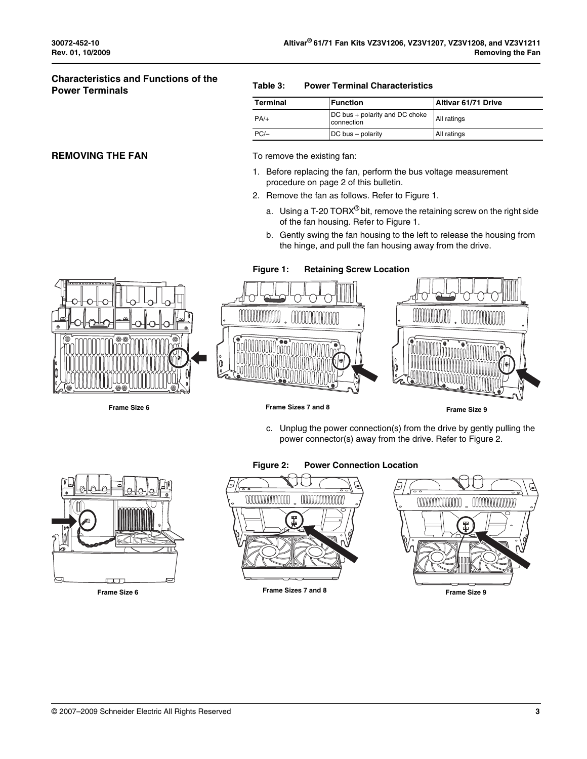## Characteristics and Functions of the Power Terminals

**Table 3: Power Terminal Characteristics**

| Terminal | Function | Altivar 61/71 Drive |
| --- | --- | --- |
| PA/+ | DC bus + polarity and DC choke connection | All ratings |
| PC/– | DC bus – polarity | All ratings |

## REMOVING THE FAN

To remove the existing fan:

1. Before replacing the fan, perform the bus voltage measurement procedure on page 2 of this bulletin.
2. Remove the fan as follows. Refer to Figure 1.
   a. Using a T-20 TORX® bit, remove the retaining screw on the right side of the fan housing. Refer to Figure 1.
   b. Gently swing the fan housing to the left to release the housing from the hinge, and pull the fan housing away from the drive.

**Figure 1: Retaining Screw Location**

Frame Size 6 — Frame Sizes 7 and 8 — Frame Size 9

   c. Unplug the power connection(s) from the drive by gently pulling the power connector(s) away from the drive. Refer to Figure 2.

**Figure 2: Power Connection Location**

Frame Size 6 — Frame Sizes 7 and 8 — Frame Size 9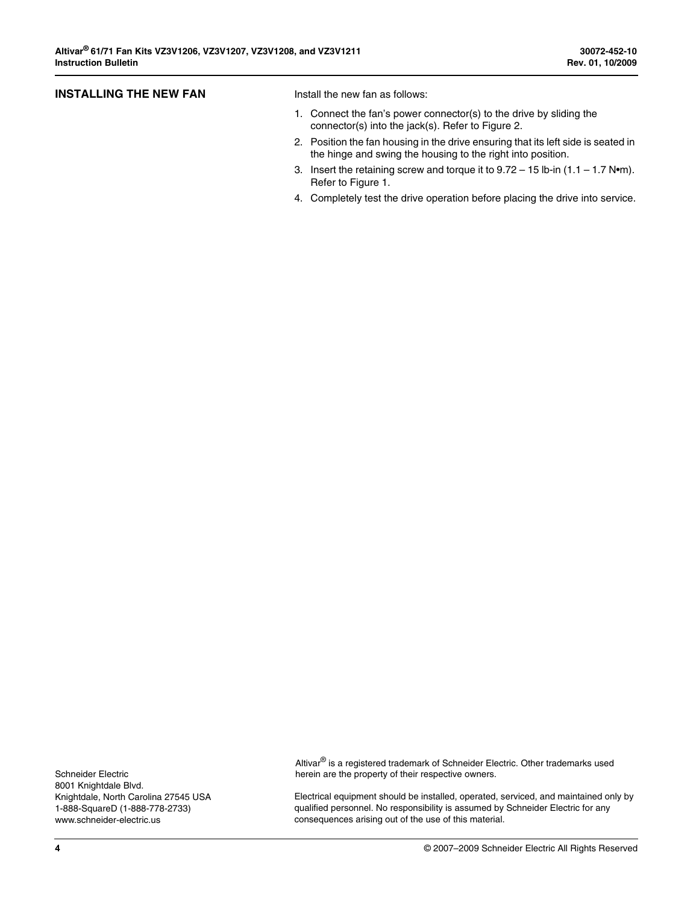## INSTALLING THE NEW FAN

Install the new fan as follows:

1. Connect the fan's power connector(s) to the drive by sliding the connector(s) into the jack(s). Refer to Figure 2.
2. Position the fan housing in the drive ensuring that its left side is seated in the hinge and swing the housing to the right into position.
3. Insert the retaining screw and torque it to 9.72 – 15 lb-in (1.1 – 1.7 N•m). Refer to Figure 1.
4. Completely test the drive operation before placing the drive into service.

Schneider Electric
8001 Knightdale Blvd.
Knightdale, North Carolina 27545 USA
1-888-SquareD (1-888-778-2733)
www.schneider-electric.us

Altivar® is a registered trademark of Schneider Electric. Other trademarks used herein are the property of their respective owners.

Electrical equipment should be installed, operated, serviced, and maintained only by qualified personnel. No responsibility is assumed by Schneider Electric for any consequences arising out of the use of this material.

© 2007–2009 Schneider Electric All Rights Reserved